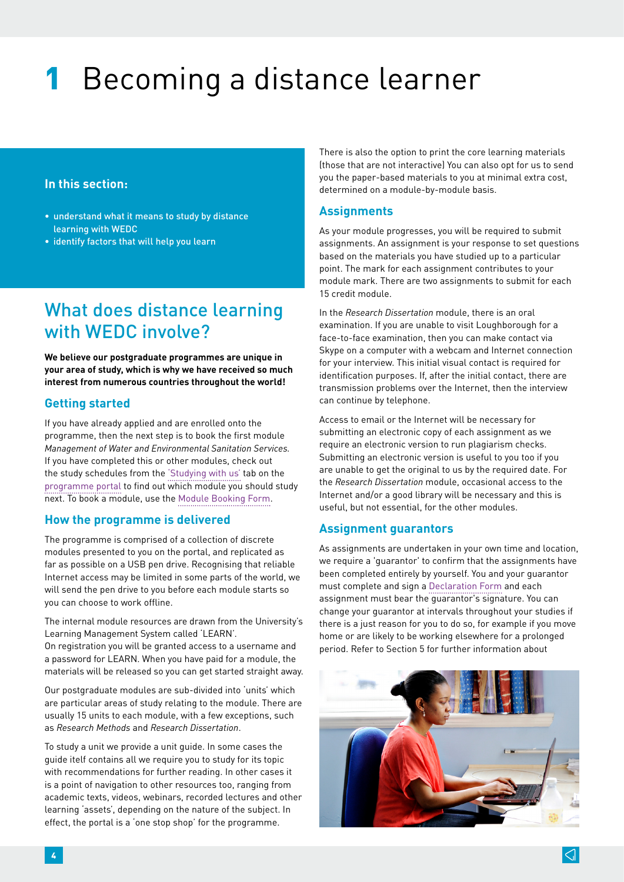# 1 Becoming a distance learner

**In this section:**

- understand what it means to study by distance learning with WEDC
- identify factors that will help you learn

## What does distance learning with WEDC involve?

**We believe our postgraduate programmes are unique in your area of study, which is why we have received so much interest from numerous countries throughout the world!**

### Getting started

If you have already applied and are enrolled onto the programme, then the next step is to book the first module *Management of Water and Environmental Sanitation Services*. If you have completed this or other modules, check out the study schedules from the 'Studying with us' tab on the programme portal to find out which module you should study next. To book a module, use the Module Booking Form.

### How the programme is delivered

The programme is comprised of a collection of discrete modules presented to you on the portal, and replicated as far as possible on a USB pen drive. Recognising that reliable Internet access may be limited in some parts of the world, we will send the pen drive to you before each module starts so you can choose to work offline.

The internal module resources are drawn from the University's Learning Management System called 'LEARN'.
On registration you will be granted access to a username and a password for LEARN. When you have paid for a module, the materials will be released so you can get started straight away.

Our postgraduate modules are sub-divided into 'units' which are particular areas of study relating to the module. There are usually 15 units to each module, with a few exceptions, such as *Research Methods* and *Research Dissertation*.

To study a unit we provide a unit guide. In some cases the guide itelf contains all we require you to study for its topic with recommendations for further reading. In other cases it is a point of navigation to other resources too, ranging from academic texts, videos, webinars, recorded lectures and other learning 'assets', depending on the nature of the subject. In effect, the portal is a 'one stop shop' for the programme.

There is also the option to print the core learning materials (those that are not interactive) You can also opt for us to send you the paper-based materials to you at minimal extra cost, determined on a module-by-module basis.

### Assignments

As your module progresses, you will be required to submit assignments. An assignment is your response to set questions based on the materials you have studied up to a particular point. The mark for each assignment contributes to your module mark. There are two assignments to submit for each 15 credit module.

In the *Research Dissertation* module, there is an oral examination. If you are unable to visit Loughborough for a face-to-face examination, then you can make contact via Skype on a computer with a webcam and Internet connection for your interview. This initial visual contact is required for identification purposes. If, after the initial contact, there are transmission problems over the Internet, then the interview can continue by telephone.

Access to email or the Internet will be necessary for submitting an electronic copy of each assignment as we require an electronic version to run plagiarism checks. Submitting an electronic version is useful to you too if you are unable to get the original to us by the required date. For the *Research Dissertation* module, occasional access to the Internet and/or a good library will be necessary and this is useful, but not essential, for the other modules.

### Assignment guarantors

As assignments are undertaken in your own time and location, we require a 'guarantor' to confirm that the assignments have been completed entirely by yourself. You and your guarantor must complete and sign a Declaration Form and each assignment must bear the guarantor's signature. You can change your guarantor at intervals throughout your studies if there is a just reason for you to do so, for example if you move home or are likely to be working elsewhere for a prolonged period. Refer to Section 5 for further information about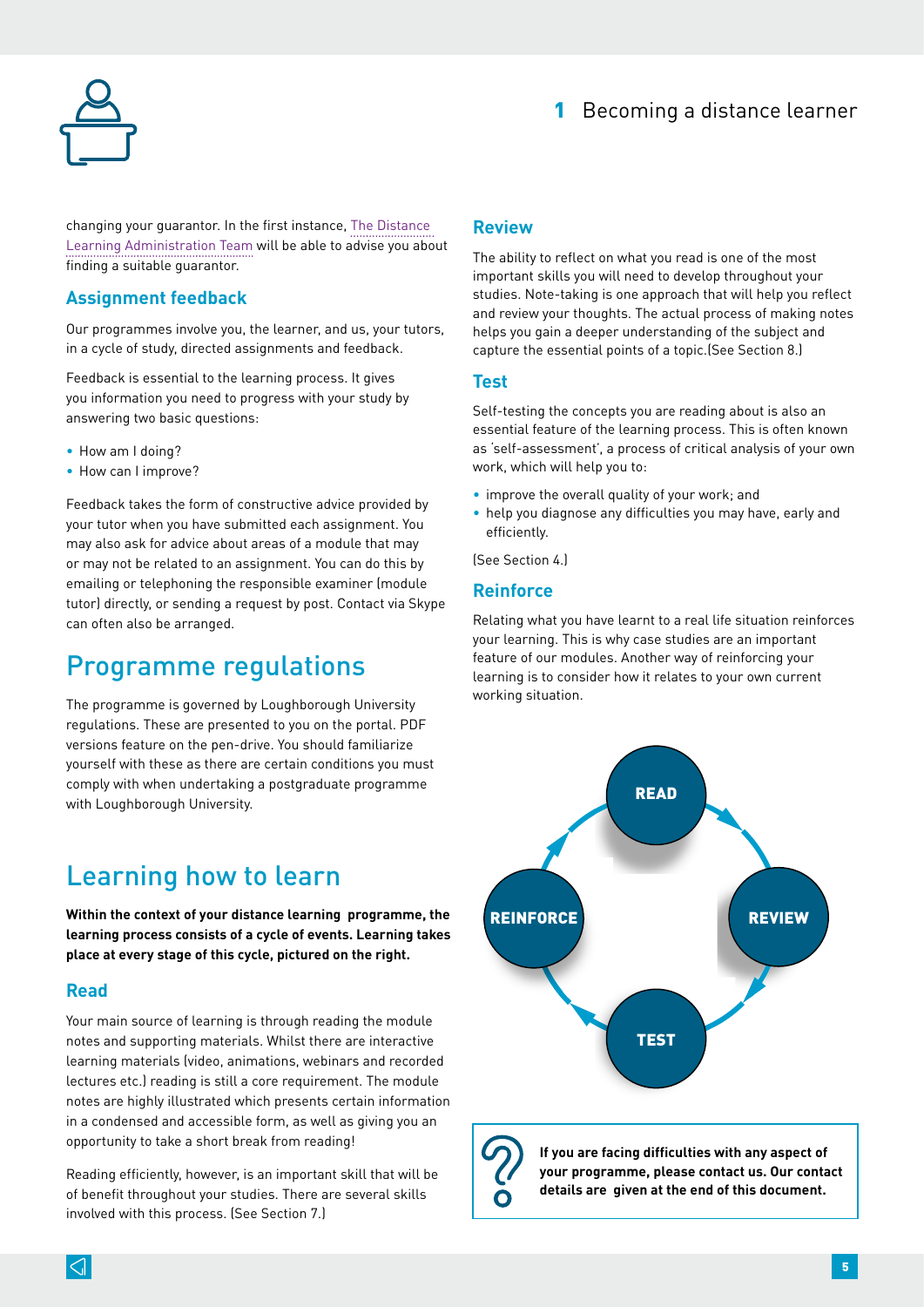changing your guarantor. In the first instance, The Distance Learning Administration Team will be able to advise you about finding a suitable guarantor.

### Assignment feedback

Our programmes involve you, the learner, and us, your tutors, in a cycle of study, directed assignments and feedback.

Feedback is essential to the learning process. It gives you information you need to progress with your study by answering two basic questions:

- How am I doing?
- How can I improve?

Feedback takes the form of constructive advice provided by your tutor when you have submitted each assignment. You may also ask for advice about areas of a module that may or may not be related to an assignment. You can do this by emailing or telephoning the responsible examiner (module tutor) directly, or sending a request by post. Contact via Skype can often also be arranged.

## Programme regulations

The programme is governed by Loughborough University regulations. These are presented to you on the portal. PDF versions feature on the pen-drive. You should familiarize yourself with these as there are certain conditions you must comply with when undertaking a postgraduate programme with Loughborough University.

## Learning how to learn

**Within the context of your distance learning programme, the learning process consists of a cycle of events. Learning takes place at every stage of this cycle, pictured on the right.**

### Read

Your main source of learning is through reading the module notes and supporting materials. Whilst there are interactive learning materials (video, animations, webinars and recorded lectures etc.) reading is still a core requirement. The module notes are highly illustrated which presents certain information in a condensed and accessible form, as well as giving you an opportunity to take a short break from reading!

Reading efficiently, however, is an important skill that will be of benefit throughout your studies. There are several skills involved with this process. (See Section 7.)

### Review

The ability to reflect on what you read is one of the most important skills you will need to develop throughout your studies. Note-taking is one approach that will help you reflect and review your thoughts. The actual process of making notes helps you gain a deeper understanding of the subject and capture the essential points of a topic.(See Section 8.)

### Test

Self-testing the concepts you are reading about is also an essential feature of the learning process. This is often known as 'self-assessment', a process of critical analysis of your own work, which will help you to:

- improve the overall quality of your work; and
- help you diagnose any difficulties you may have, early and efficiently.

(See Section 4.)

### Reinforce

Relating what you have learnt to a real life situation reinforces your learning. This is why case studies are an important feature of our modules. Another way of reinforcing your learning is to consider how it relates to your own current working situation.

READ

REVIEW

TEST

REINFORCE

**If you are facing difficulties with any aspect of your programme, please contact us. Our contact details are given at the end of this document.**